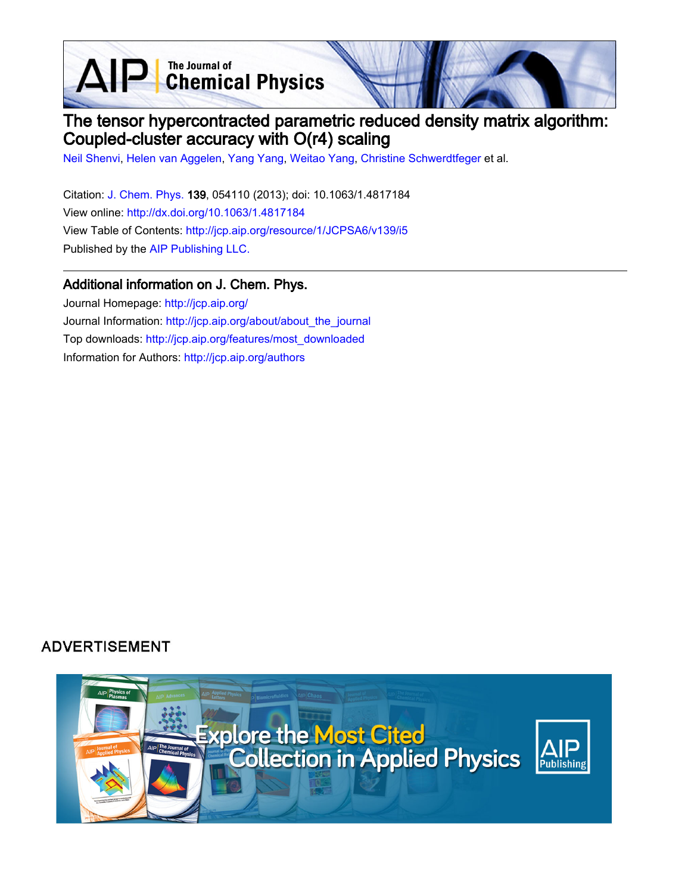# The tensor hypercontracted parametric reduced density matrix algorithm: Coupled-cluster accuracy with O(r4) scaling

Neil Shenvi, Helen van Aggelen, Yang Yang, Weitao Yang, Christine Schwerdtfeger et al.

Citation: J. Chem. Phys. **139**, 054110 (2013); doi: 10.1063/1.4817184

View online: http://dx.doi.org/10.1063/1.4817184

View Table of Contents: http://jcp.aip.org/resource/1/JCPSA6/v139/i5

Published by the AIP Publishing LLC.

## Additional information on J. Chem. Phys.

Journal Homepage: http://jcp.aip.org/

Journal Information: http://jcp.aip.org/about/about_the_journal

Top downloads: http://jcp.aip.org/features/most_downloaded

Information for Authors: http://jcp.aip.org/authors

ADVERTISEMENT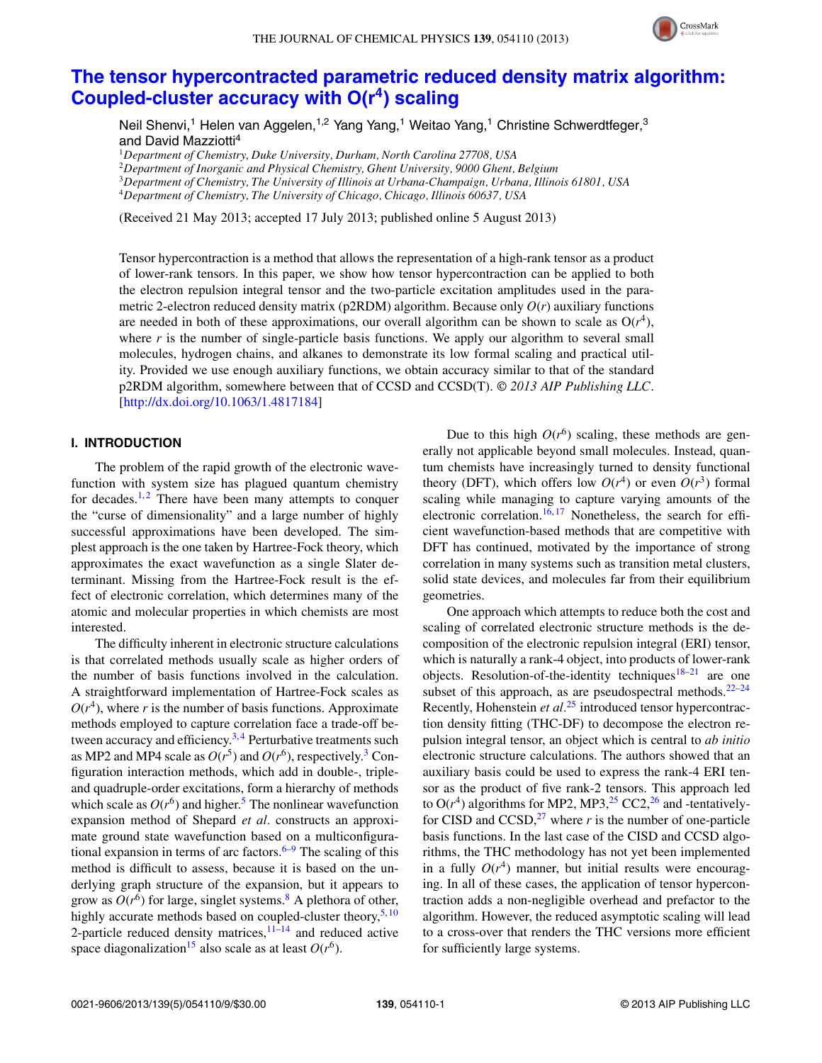# The tensor hypercontracted parametric reduced density matrix algorithm: Coupled-cluster accuracy with O($r^4$) scaling

Neil Shenvi,[1] Helen van Aggelen,[1,2] Yang Yang,[1] Weitao Yang,[1] Christine Schwerdtfeger,[3] and David Mazziotti[4]

[1]*Department of Chemistry, Duke University, Durham, North Carolina 27708, USA*
[2]*Department of Inorganic and Physical Chemistry, Ghent University, 9000 Ghent, Belgium*
[3]*Department of Chemistry, The University of Illinois at Urbana-Champaign, Urbana, Illinois 61801, USA*
[4]*Department of Chemistry, The University of Chicago, Chicago, Illinois 60637, USA*

(Received 21 May 2013; accepted 17 July 2013; published online 5 August 2013)

Tensor hypercontraction is a method that allows the representation of a high-rank tensor as a product of lower-rank tensors. In this paper, we show how tensor hypercontraction can be applied to both the electron repulsion integral tensor and the two-particle excitation amplitudes used in the parametric 2-electron reduced density matrix (p2RDM) algorithm. Because only $O(r)$ auxiliary functions are needed in both of these approximations, our overall algorithm can be shown to scale as O($r^4$), where $r$ is the number of single-particle basis functions. We apply our algorithm to several small molecules, hydrogen chains, and alkanes to demonstrate its low formal scaling and practical utility. Provided we use enough auxiliary functions, we obtain accuracy similar to that of the standard p2RDM algorithm, somewhere between that of CCSD and CCSD(T). *© 2013 AIP Publishing LLC*. [http://dx.doi.org/10.1063/1.4817184]

## I. INTRODUCTION

The problem of the rapid growth of the electronic wavefunction with system size has plagued quantum chemistry for decades.[1,2] There have been many attempts to conquer the "curse of dimensionality" and a large number of highly successful approximations have been developed. The simplest approach is the one taken by Hartree-Fock theory, which approximates the exact wavefunction as a single Slater determinant. Missing from the Hartree-Fock result is the effect of electronic correlation, which determines many of the atomic and molecular properties in which chemists are most interested.

The difficulty inherent in electronic structure calculations is that correlated methods usually scale as higher orders of the number of basis functions involved in the calculation. A straightforward implementation of Hartree-Fock scales as $O(r^4)$, where $r$ is the number of basis functions. Approximate methods employed to capture correlation face a trade-off between accuracy and efficiency.[3,4] Perturbative treatments such as MP2 and MP4 scale as $O(r^5)$ and $O(r^6)$, respectively.[3] Configuration interaction methods, which add in double-, triple- and quadruple-order excitations, form a hierarchy of methods which scale as $O(r^6)$ and higher.[5] The nonlinear wavefunction expansion method of Shepard *et al.* constructs an approximate ground state wavefunction based on a multiconfigurational expansion in terms of arc factors.[6–9] The scaling of this method is difficult to assess, because it is based on the underlying graph structure of the expansion, but it appears to grow as $O(r^6)$ for large, singlet systems.[8] A plethora of other, highly accurate methods based on coupled-cluster theory,[5,10] 2-particle reduced density matrices,[11–14] and reduced active space diagonalization[15] also scale as at least $O(r^6)$.

Due to this high $O(r^6)$ scaling, these methods are generally not applicable beyond small molecules. Instead, quantum chemists have increasingly turned to density functional theory (DFT), which offers low $O(r^4)$ or even $O(r^3)$ formal scaling while managing to capture varying amounts of the electronic correlation.[16,17] Nonetheless, the search for efficient wavefunction-based methods that are competitive with DFT has continued, motivated by the importance of strong correlation in many systems such as transition metal clusters, solid state devices, and molecules far from their equilibrium geometries.

One approach which attempts to reduce both the cost and scaling of correlated electronic structure methods is the decomposition of the electronic repulsion integral (ERI) tensor, which is naturally a rank-4 object, into products of lower-rank objects. Resolution-of-the-identity techniques[18–21] are one subset of this approach, as are pseudospectral methods.[22–24] Recently, Hohenstein *et al.*[25] introduced tensor hypercontraction density fitting (THC-DF) to decompose the electron repulsion integral tensor, an object which is central to *ab initio* electronic structure calculations. The authors showed that an auxiliary basis could be used to express the rank-4 ERI tensor as the product of five rank-2 tensors. This approach led to O($r^4$) algorithms for MP2, MP3,[25] CC2,[26] and -tentatively-for CISD and CCSD,[27] where $r$ is the number of one-particle basis functions. In the last case of the CISD and CCSD algorithms, the THC methodology has not yet been implemented in a fully $O(r^4)$ manner, but initial results were encouraging. In all of these cases, the application of tensor hypercontraction adds a non-negligible overhead and prefactor to the algorithm. However, the reduced asymptotic scaling will lead to a cross-over that renders the THC versions more efficient for sufficiently large systems.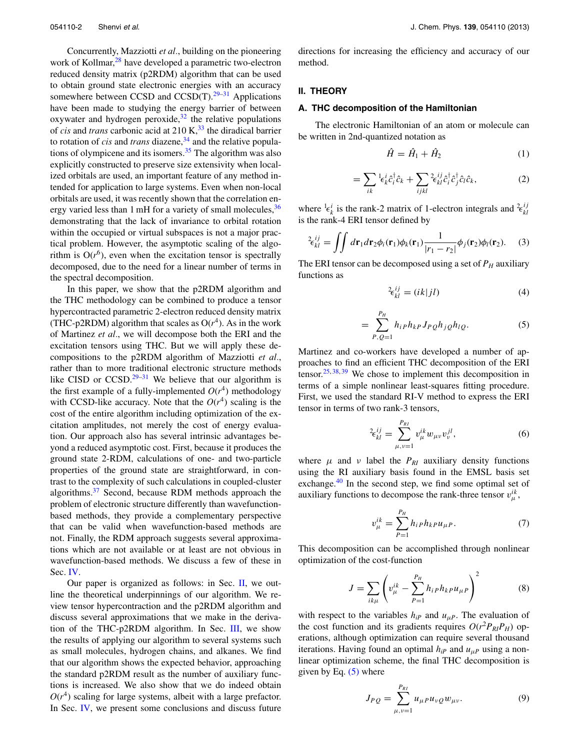Concurrently, Mazziotti *et al.*, building on the pioneering work of Kollmar,[28] have developed a parametric two-electron reduced density matrix (p2RDM) algorithm that can be used to obtain ground state electronic energies with an accuracy somewhere between CCSD and CCSD(T).[29–31] Applications have been made to studying the energy barrier of between oxywater and hydrogen peroxide,[32] the relative populations of *cis* and *trans* carbonic acid at 210 K,[33] the diradical barrier to rotation of *cis* and *trans* diazene,[34] and the relative populations of olympicene and its isomers.[35] The algorithm was also explicitly constructed to preserve size extensivity when localized orbitals are used, an important feature of any method intended for application to large systems. Even when non-local orbitals are used, it was recently shown that the correlation energy varied less than 1 mH for a variety of small molecules,[36] demonstrating that the lack of invariance to orbital rotation within the occupied or virtual subspaces is not a major practical problem. However, the asymptotic scaling of the algorithm is O($r^6$), even when the excitation tensor is spectrally decomposed, due to the need for a linear number of terms in the spectral decomposition.

In this paper, we show that the p2RDM algorithm and the THC methodology can be combined to produce a tensor hypercontracted parametric 2-electron reduced density matrix (THC-p2RDM) algorithm that scales as O($r^4$). As in the work of Martinez *et al.*, we will decompose both the ERI and the excitation tensors using THC. But we will apply these decompositions to the p2RDM algorithm of Mazziotti *et al.*, rather than to more traditional electronic structure methods like CISD or CCSD.[29–31] We believe that our algorithm is the first example of a fully-implemented $O(r^4)$ methodology with CCSD-like accuracy. Note that the $O(r^4)$ scaling is the cost of the entire algorithm including optimization of the excitation amplitudes, not merely the cost of energy evaluation. Our approach also has several intrinsic advantages beyond a reduced asymptotic cost. First, because it produces the ground state 2-RDM, calculations of one- and two-particle properties of the ground state are straightforward, in contrast to the complexity of such calculations in coupled-cluster algorithms.[37] Second, because RDM methods approach the problem of electronic structure differently than wavefunction-based methods, they provide a complementary perspective that can be valid when wavefunction-based methods are not. Finally, the RDM approach suggests several approximations which are not available or at least are not obvious in wavefunction-based methods. We discuss a few of these in Sec. IV.

Our paper is organized as follows: in Sec. II, we outline the theoretical underpinnings of our algorithm. We review tensor hypercontraction and the p2RDM algorithm and discuss several approximations that we make in the derivation of the THC-p2RDM algorithm. In Sec. III, we show the results of applying our algorithm to several systems such as small molecules, hydrogen chains, and alkanes. We find that our algorithm shows the expected behavior, approaching the standard p2RDM result as the number of auxiliary functions is increased. We also show that we do indeed obtain $O(r^4)$ scaling for large systems, albeit with a large prefactor. In Sec. IV, we present some conclusions and discuss future directions for increasing the efficiency and accuracy of our method.

## II. THEORY

### A. THC decomposition of the Hamiltonian

The electronic Hamiltonian of an atom or molecule can be written in 2nd-quantized notation as

$$\hat{H} = \hat{H}_1 + \hat{H}_2 \tag{1}$$

$$= \sum_{ik} {}^1\epsilon^i_k \hat{c}^\dagger_i \hat{c}_k + \sum_{ijkl} {}^2\epsilon^{ij}_{kl} \hat{c}^\dagger_i \hat{c}^\dagger_j \hat{c}_l \hat{c}_k, \tag{2}$$

where ${}^1\epsilon^i_k$ is the rank-2 matrix of 1-electron integrals and ${}^2\epsilon^{ij}_{kl}$ is the rank-4 ERI tensor defined by

$${}^2\epsilon^{ij}_{kl} = \iint d\mathbf{r}_1 d\mathbf{r}_2 \phi_i(\mathbf{r}_1)\phi_k(\mathbf{r}_1)\frac{1}{|r_1 - r_2|}\phi_j(\mathbf{r}_2)\phi_l(\mathbf{r}_2). \tag{3}$$

The ERI tensor can be decomposed using a set of $P_H$ auxiliary functions as

$${}^2\epsilon^{ij}_{kl} = (ik|jl) \tag{4}$$

$$= \sum_{P,Q=1}^{P_H} h_{iP} h_{kP} J_{PQ} h_{jQ} h_{lQ}. \tag{5}$$

Martinez and co-workers have developed a number of approaches to find an efficient THC decomposition of the ERI tensor.[25,38,39] We chose to implement this decomposition in terms of a simple nonlinear least-squares fitting procedure. First, we used the standard RI-V method to express the ERI tensor in terms of two rank-3 tensors,

$${}^2\epsilon^{ij}_{kl} = \sum_{\mu,\nu=1}^{P_{RI}} v^{ik}_\mu w_{\mu\nu} v^{jl}_\nu, \tag{6}$$

where $\mu$ and $\nu$ label the $P_{RI}$ auxiliary density functions using the RI auxiliary basis found in the EMSL basis set exchange.[40] In the second step, we find some optimal set of auxiliary functions to decompose the rank-three tensor $v^{ik}_\mu$,

$$v^{ik}_\mu = \sum_{P=1}^{P_H} h_{iP} h_{kP} u_{\mu P}. \tag{7}$$

This decomposition can be accomplished through nonlinear optimization of the cost-function

$$J = \sum_{ik\mu} \left( v^{ik}_\mu - \sum_{P=1}^{P_H} h_{iP} h_{kP} u_{\mu P} \right)^2 \tag{8}$$

with respect to the variables $h_{iP}$ and $u_{\mu P}$. The evaluation of the cost function and its gradients requires $O(r^2 P_{RI} P_H)$ operations, although optimization can require several thousand iterations. Having found an optimal $h_{iP}$ and $u_{\mu P}$ using a nonlinear optimization scheme, the final THC decomposition is given by Eq. (5) where

$$J_{PQ} = \sum_{\mu,\nu=1}^{P_{RI}} u_{\mu P} u_{\nu Q} w_{\mu\nu}. \tag{9}$$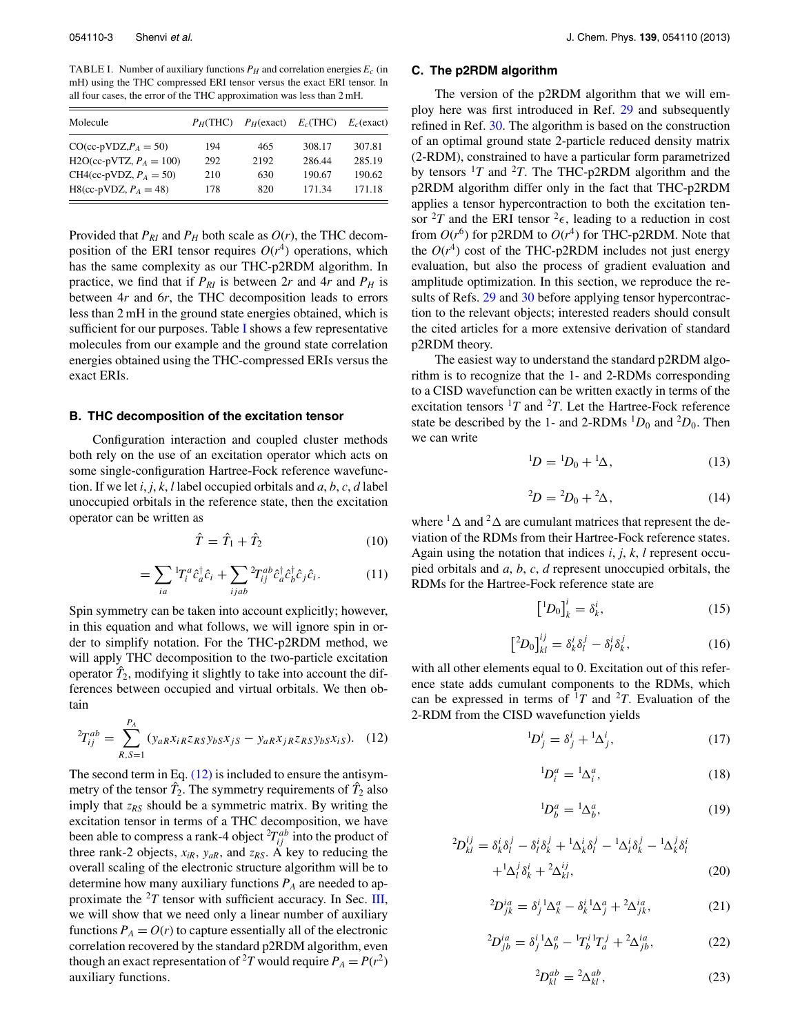TABLE I. Number of auxiliary functions $P_H$ and correlation energies $E_c$ (in mH) using the THC compressed ERI tensor versus the exact ERI tensor. In all four cases, the error of the THC approximation was less than 2 mH.

| Molecule | $P_H$(THC) | $P_H$(exact) | $E_c$(THC) | $E_c$(exact) |
|---|---|---|---|---|
| CO(cc-pVDZ,$P_A = 50$) | 194 | 465 | 308.17 | 307.81 |
| H2O(cc-pVTZ, $P_A = 100$) | 292 | 2192 | 286.44 | 285.19 |
| CH4(cc-pVDZ, $P_A = 50$) | 210 | 630 | 190.67 | 190.62 |
| H8(cc-pVDZ, $P_A = 48$) | 178 | 820 | 171.34 | 171.18 |

Provided that $P_{RI}$ and $P_H$ both scale as $O(r)$, the THC decomposition of the ERI tensor requires $O(r^4)$ operations, which has the same complexity as our THC-p2RDM algorithm. In practice, we find that if $P_{RI}$ is between $2r$ and $4r$ and $P_H$ is between $4r$ and $6r$, the THC decomposition leads to errors less than 2 mH in the ground state energies obtained, which is sufficient for our purposes. Table I shows a few representative molecules from our example and the ground state correlation energies obtained using the THC-compressed ERIs versus the exact ERIs.

### B. THC decomposition of the excitation tensor

Configuration interaction and coupled cluster methods both rely on the use of an excitation operator which acts on some single-configuration Hartree-Fock reference wavefunction. If we let $i, j, k, l$ label occupied orbitals and $a, b, c, d$ label unoccupied orbitals in the reference state, then the excitation operator can be written as

$$\hat{T} = \hat{T}_1 + \hat{T}_2 \tag{10}$$

$$= \sum_{ia} {}^1T_i^a \hat{c}_a^\dagger \hat{c}_i + \sum_{ijab} {}^2T_{ij}^{ab} \hat{c}_a^\dagger \hat{c}_b^\dagger \hat{c}_j \hat{c}_i. \tag{11}$$

Spin symmetry can be taken into account explicitly; however, in this equation and what follows, we will ignore spin in order to simplify notation. For the THC-p2RDM method, we will apply THC decomposition to the two-particle excitation operator $\hat{T}_2$, modifying it slightly to take into account the differences between occupied and virtual orbitals. We then obtain

$${}^2T_{ij}^{ab} = \sum_{R,S=1}^{P_A} (y_{aR} x_{iR} z_{RS} y_{bS} x_{jS} - y_{aR} x_{jR} z_{RS} y_{bS} x_{iS}). \tag{12}$$

The second term in Eq. (12) is included to ensure the antisymmetry of the tensor $\hat{T}_2$. The symmetry requirements of $\hat{T}_2$ also imply that $z_{RS}$ should be a symmetric matrix. By writing the excitation tensor in terms of a THC decomposition, we have been able to compress a rank-4 object ${}^2T_{ij}^{ab}$ into the product of three rank-2 objects, $x_{iR}$, $y_{aR}$, and $z_{RS}$. A key to reducing the overall scaling of the electronic structure algorithm will be to determine how many auxiliary functions $P_A$ are needed to approximate the ${}^2T$ tensor with sufficient accuracy. In Sec. III, we will show that we need only a linear number of auxiliary functions $P_A = O(r)$ to capture essentially all of the electronic correlation recovered by the standard p2RDM algorithm, even though an exact representation of ${}^2T$ would require $P_A = P(r^2)$ auxiliary functions.

### C. The p2RDM algorithm

The version of the p2RDM algorithm that we will employ here was first introduced in Ref. 29 and subsequently refined in Ref. 30. The algorithm is based on the construction of an optimal ground state 2-particle reduced density matrix (2-RDM), constrained to have a particular form parametrized by tensors ${}^1T$ and ${}^2T$. The THC-p2RDM algorithm and the p2RDM algorithm differ only in the fact that THC-p2RDM applies a tensor hypercontraction to both the excitation tensor ${}^2T$ and the ERI tensor ${}^2\epsilon$, leading to a reduction in cost from $O(r^6)$ for p2RDM to $O(r^4)$ for THC-p2RDM. Note that the $O(r^4)$ cost of the THC-p2RDM includes not just energy evaluation, but also the process of gradient evaluation and amplitude optimization. In this section, we reproduce the results of Refs. 29 and 30 before applying tensor hypercontraction to the relevant objects; interested readers should consult the cited articles for a more extensive derivation of standard p2RDM theory.

The easiest way to understand the standard p2RDM algorithm is to recognize that the 1- and 2-RDMs corresponding to a CISD wavefunction can be written exactly in terms of the excitation tensors ${}^1T$ and ${}^2T$. Let the Hartree-Fock reference state be described by the 1- and 2-RDMs ${}^1D_0$ and ${}^2D_0$. Then we can write

$${}^1D = {}^1D_0 + {}^1\Delta, \tag{13}$$

$${}^2D = {}^2D_0 + {}^2\Delta, \tag{14}$$

where ${}^1\Delta$ and ${}^2\Delta$ are cumulant matrices that represent the deviation of the RDMs from their Hartree-Fock reference states. Again using the notation that indices $i, j, k, l$ represent occupied orbitals and $a, b, c, d$ represent unoccupied orbitals, the RDMs for the Hartree-Fock reference state are

$$\left[{}^1D_0\right]_k^i = \delta_k^i, \tag{15}$$

$$\left[{}^2D_0\right]_{kl}^{ij} = \delta_k^i \delta_l^j - \delta_l^i \delta_k^j, \tag{16}$$

with all other elements equal to 0. Excitation out of this reference state adds cumulant components to the RDMs, which can be expressed in terms of ${}^1T$ and ${}^2T$. Evaluation of the 2-RDM from the CISD wavefunction yields

$${}^1D_j^i = \delta_j^i + {}^1\Delta_j^i, \tag{17}$$

$${}^1D_i^a = {}^1\Delta_i^a, \tag{18}$$

$${}^1D_b^a = {}^1\Delta_b^a, \tag{19}$$

$$\begin{aligned} {}^2D_{kl}^{ij} = \delta_k^i \delta_l^j - \delta_l^i \delta_k^j + {}^1\Delta_k^i \delta_l^j - {}^1\Delta_l^i \delta_k^j - {}^1\Delta_k^j \delta_l^i \\ + {}^1\Delta_l^j \delta_k^i + {}^2\Delta_{kl}^{ij}, \end{aligned} \tag{20}$$

$${}^2D_{jk}^{ia} = \delta_j^i \, {}^1\Delta_k^a - \delta_k^i \, {}^1\Delta_j^a + {}^2\Delta_{jk}^{ia}, \tag{21}$$

$${}^2D_{jb}^{ia} = \delta_j^i \, {}^1\Delta_b^a - {}^1T_b^i \, {}^1T_a^j + {}^2\Delta_{jb}^{ia}, \tag{22}$$

$${}^2D_{kl}^{ab} = {}^2\Delta_{kl}^{ab}, \tag{23}$$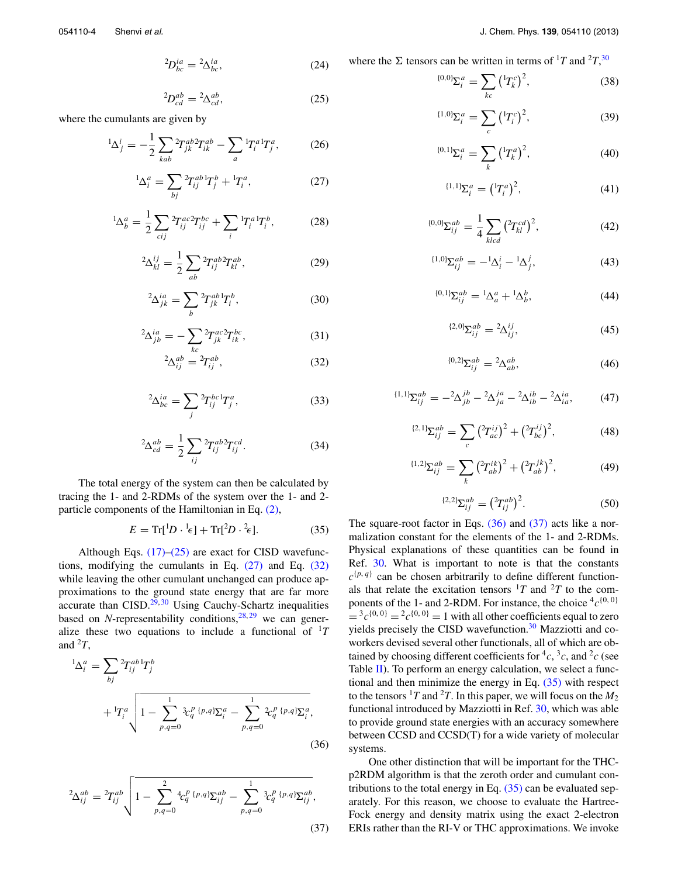$$ {}^2D^{ia}_{bc} = {}^2\Delta^{ia}_{bc}, \tag{24} $$

$$ {}^2D^{ab}_{cd} = {}^2\Delta^{ab}_{cd}, \tag{25} $$

where the cumulants are given by

$$ {}^1\Delta^{i}_{j} = -\frac{1}{2}\sum_{kab} {}^2T^{ab}_{jk}\,{}^2T^{ab}_{ik} - \sum_{a} {}^1T^{a}_{i}\,{}^1T^{a}_{j}, \tag{26} $$

$$ {}^1\Delta^{a}_{i} = \sum_{bj} {}^2T^{ab}_{ij}\,{}^1T^{b}_{j} + {}^1T^{a}_{i}, \tag{27} $$

$$ {}^1\Delta^{a}_{b} = \frac{1}{2}\sum_{cij} {}^2T^{ac}_{ij}\,{}^2T^{bc}_{ij} + \sum_{i} {}^1T^{a}_{i}\,{}^1T^{b}_{i}, \tag{28} $$

$$ {}^2\Delta^{ij}_{kl} = \frac{1}{2}\sum_{ab} {}^2T^{ab}_{ij}\,{}^2T^{ab}_{kl}, \tag{29} $$

$$ {}^2\Delta^{ia}_{jk} = \sum_{b} {}^2T^{ab}_{jk}\,{}^1T^{b}_{i}, \tag{30} $$

$$ {}^2\Delta^{ia}_{jb} = -\sum_{kc} {}^2T^{ac}_{jk}\,{}^2T^{bc}_{ik}, \tag{31} $$

$$ {}^2\Delta^{ab}_{ij} = {}^2T^{ab}_{ij}, \tag{32} $$

$$ {}^2\Delta^{ia}_{bc} = \sum_{j} {}^2T^{bc}_{ij}\,{}^1T^{a}_{j}, \tag{33} $$

$$ {}^2\Delta^{ab}_{cd} = \frac{1}{2}\sum_{ij} {}^2T^{ab}_{ij}\,{}^2T^{cd}_{ij}. \tag{34} $$

The total energy of the system can then be calculated by tracing the 1- and 2-RDMs of the system over the 1- and 2-particle components of the Hamiltonian in Eq. (2),

$$ E = \mathrm{Tr}[{}^1D \cdot {}^1\epsilon] + \mathrm{Tr}[{}^2D \cdot {}^2\epsilon]. \tag{35} $$

Although Eqs. (17)–(25) are exact for CISD wavefunctions, modifying the cumulants in Eq. (27) and Eq. (32) while leaving the other cumulant unchanged can produce approximations to the ground state energy that are far more accurate than CISD.[29,30] Using Cauchy-Schartz inequalities based on $N$-representability conditions,[28,29] we can generalize these two equations to include a functional of ${}^1T$ and ${}^2T$,

$$ {}^1\Delta^{a}_{i} = \sum_{bj} {}^2T^{ab}_{ij}\,{}^1T^{b}_{j} + {}^1T^{a}_{i}\sqrt{1 - \sum_{p,q=0}^{1} {}^3c^{\{p,q\}}_{q}\,{}^{\{p,q\}}\Sigma^{a}_{i} - \sum_{p,q=0}^{1} {}^2c^{\{p,q\}}_{q}\,{}^{\{p,q\}}\Sigma^{a}_{i}}, \tag{36} $$

$$ {}^2\Delta^{ab}_{ij} = {}^2T^{ab}_{ij}\sqrt{1 - \sum_{p,q=0}^{2} {}^4c^{\{p,q\}}_{q}\,{}^{\{p,q\}}\Sigma^{ab}_{ij} - \sum_{p,q=0}^{1} {}^3c^{\{p,q\}}_{q}\,{}^{\{p,q\}}\Sigma^{ab}_{ij}}, \tag{37} $$

where the $\Sigma$ tensors can be written in terms of ${}^1T$ and ${}^2T$,[30]

$$ {}^{\{0,0\}}\Sigma^{a}_{i} = \sum_{kc}\left({}^1T^{c}_{k}\right)^2, \tag{38} $$

$$ {}^{\{1,0\}}\Sigma^{a}_{i} = \sum_{c}\left({}^1T^{c}_{i}\right)^2, \tag{39} $$

$$ {}^{\{0,1\}}\Sigma^{a}_{i} = \sum_{k}\left({}^1T^{a}_{k}\right)^2, \tag{40} $$

$$ {}^{\{1,1\}}\Sigma^{a}_{i} = \left({}^1T^{a}_{i}\right)^2, \tag{41} $$

$$ {}^{\{0,0\}}\Sigma^{ab}_{ij} = \frac{1}{4}\sum_{klcd}\left({}^2T^{cd}_{kl}\right)^2, \tag{42} $$

$$ {}^{\{1,0\}}\Sigma^{ab}_{ij} = -{}^1\Delta^{i}_{i} - {}^1\Delta^{j}_{j}, \tag{43} $$

$$ {}^{\{0,1\}}\Sigma^{ab}_{ij} = {}^1\Delta^{a}_{a} + {}^1\Delta^{b}_{b}, \tag{44} $$

$$ {}^{\{2,0\}}\Sigma^{ab}_{ij} = {}^2\Delta^{ij}_{ij}, \tag{45} $$

$$ {}^{\{0,2\}}\Sigma^{ab}_{ij} = {}^2\Delta^{ab}_{ab}, \tag{46} $$

$$ {}^{\{1,1\}}\Sigma^{ab}_{ij} = -{}^2\Delta^{jb}_{jb} - {}^2\Delta^{ja}_{ja} - {}^2\Delta^{ib}_{ib} - {}^2\Delta^{ia}_{ia}, \tag{47} $$

$$ {}^{\{2,1\}}\Sigma^{ab}_{ij} = \sum_{c}\left({}^2T^{ij}_{ac}\right)^2 + \left({}^2T^{ij}_{bc}\right)^2, \tag{48} $$

$$ {}^{\{1,2\}}\Sigma^{ab}_{ij} = \sum_{k}\left({}^2T^{ik}_{ab}\right)^2 + \left({}^2T^{jk}_{ab}\right)^2, \tag{49} $$

$$ {}^{\{2,2\}}\Sigma^{ab}_{ij} = \left({}^2T^{ab}_{ij}\right)^2. \tag{50} $$

The square-root factor in Eqs. (36) and (37) acts like a normalization constant for the elements of the 1- and 2-RDMs. Physical explanations of these quantities can be found in Ref. 30. What is important to note is that the constants $c^{\{p,q\}}$ can be chosen arbitrarily to define different functionals that relate the excitation tensors ${}^1T$ and ${}^2T$ to the components of the 1- and 2-RDM. For instance, the choice ${}^4c^{\{0,0\}} = {}^3c^{\{0,0\}} = {}^2c^{\{0,0\}} = 1$ with all other coefficients equal to zero yields precisely the CISD wavefunction.[30] Mazziotti and coworkers devised several other functionals, all of which are obtained by choosing different coefficients for ${}^4c$, ${}^3c$, and ${}^2c$ (see Table II). To perform an energy calculation, we select a functional and then minimize the energy in Eq. (35) with respect to the tensors ${}^1T$ and ${}^2T$. In this paper, we will focus on the $M_2$ functional introduced by Mazziotti in Ref. 30, which was able to provide ground state energies with an accuracy somewhere between CCSD and CCSD(T) for a wide variety of molecular systems.

One other distinction that will be important for the THC-p2RDM algorithm is that the zeroth order and cumulant contributions to the total energy in Eq. (35) can be evaluated separately. For this reason, we choose to evaluate the Hartree-Fock energy and density matrix using the exact 2-electron ERIs rather than the RI-V or THC approximations. We invoke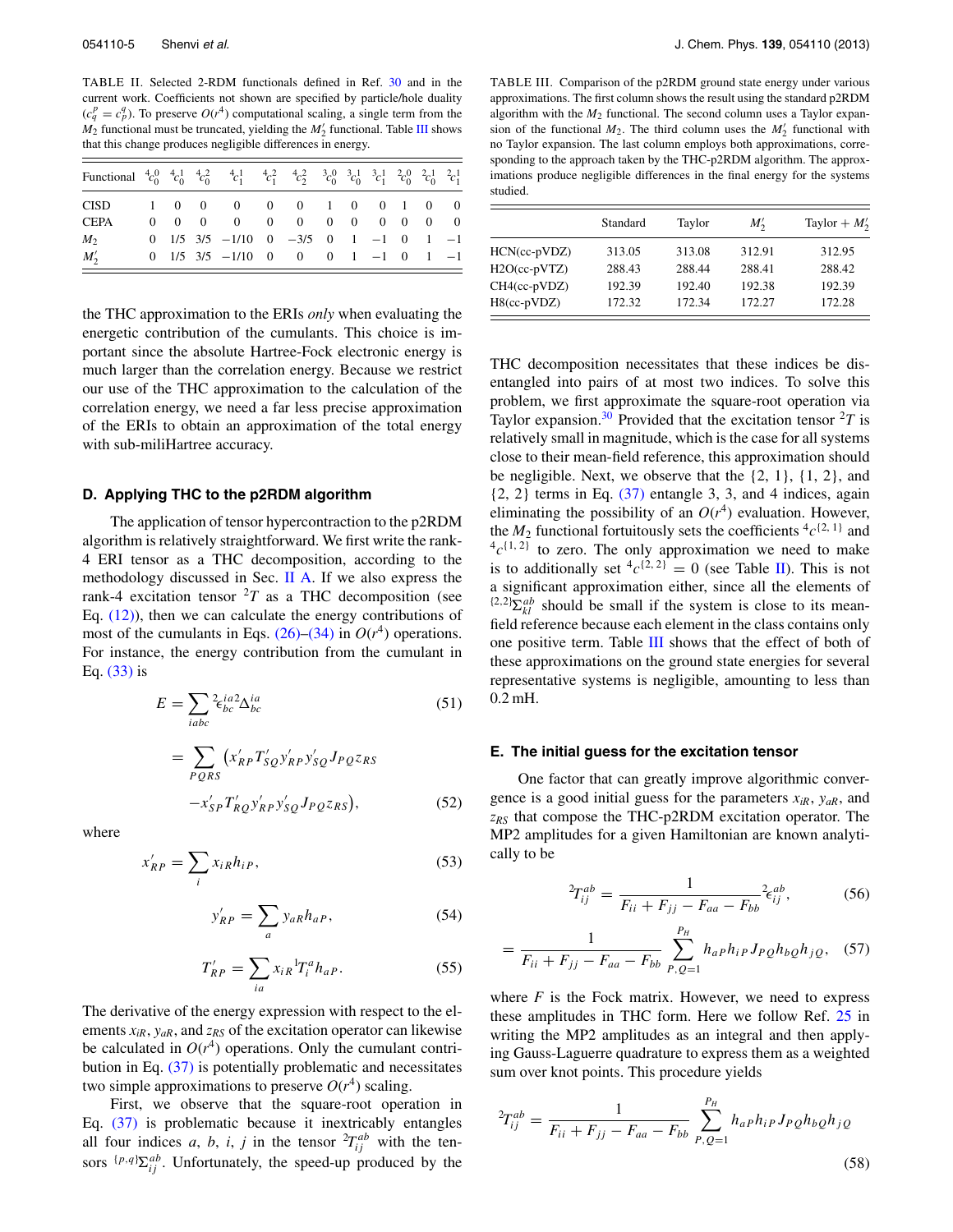TABLE II. Selected 2-RDM functionals defined in Ref. 30 and in the current work. Coefficients not shown are specified by particle/hole duality ($c_q^p = c_p^q$). To preserve $O(r^4)$ computational scaling, a single term from the $M_2$ functional must be truncated, yielding the $M_2'$ functional. Table III shows that this change produces negligible differences in energy.

| Functional | ${}^4c_0^0$ | ${}^4c_0^1$ | ${}^4c_0^2$ | ${}^4c_1^1$ | ${}^4c_1^2$ | ${}^4c_2^2$ | ${}^3c_0^0$ | ${}^3c_0^1$ | ${}^3c_1^1$ | ${}^2c_0^0$ | ${}^2c_0^1$ | ${}^2c_1^1$ |
|---|---|---|---|---|---|---|---|---|---|---|---|---|
| CISD | 1 | 0 | 0 | 0 | 0 | 0 | 1 | 0 | 0 | 1 | 0 | 0 |
| CEPA | 0 | 0 | 0 | 0 | 0 | 0 | 0 | 0 | 0 | 0 | 0 | 0 |
| $M_2$ | 0 | 1/5 | 3/5 | −1/10 | 0 | −3/5 | 0 | 1 | −1 | 0 | 1 | −1 |
| $M_2'$ | 0 | 1/5 | 3/5 | −1/10 | 0 | 0 | 0 | 1 | −1 | 0 | 1 | −1 |

the THC approximation to the ERIs *only* when evaluating the energetic contribution of the cumulants. This choice is important since the absolute Hartree-Fock electronic energy is much larger than the correlation energy. Because we restrict our use of the THC approximation to the calculation of the correlation energy, we need a far less precise approximation of the ERIs to obtain an approximation of the total energy with sub-miliHartree accuracy.

### D. Applying THC to the p2RDM algorithm

The application of tensor hypercontraction to the p2RDM algorithm is relatively straightforward. We first write the rank-4 ERI tensor as a THC decomposition, according to the methodology discussed in Sec. II A. If we also express the rank-4 excitation tensor ${}^2T$ as a THC decomposition (see Eq. (12)), then we can calculate the energy contributions of most of the cumulants in Eqs. (26)–(34) in $O(r^4)$ operations. For instance, the energy contribution from the cumulant in Eq. (33) is

$$E = \sum_{iabc} {}^2\epsilon_{bc}^{ia}\,{}^2\Delta_{bc}^{ia} \tag{51}$$

$$= \sum_{PQRS} \big( x'_{RP} T'_{SQ} y'_{RP} y'_{SQ} J_{PQ} z_{RS} - x'_{SP} T'_{RQ} y'_{RP} y'_{SQ} J_{PQ} z_{RS} \big), \tag{52}$$

where

$$x'_{RP} = \sum_i x_{iR} h_{iP}, \tag{53}$$

$$y'_{RP} = \sum_a y_{aR} h_{aP}, \tag{54}$$

$$T'_{RP} = \sum_{ia} x_{iR}\, {}^1T_i^a h_{aP}. \tag{55}$$

The derivative of the energy expression with respect to the elements $x_{iR}$, $y_{aR}$, and $z_{RS}$ of the excitation operator can likewise be calculated in $O(r^4)$ operations. Only the cumulant contribution in Eq. (37) is potentially problematic and necessitates two simple approximations to preserve $O(r^4)$ scaling.

First, we observe that the square-root operation in Eq. (37) is problematic because it inextricably entangles all four indices $a$, $b$, $i$, $j$ in the tensor ${}^2T_{ij}^{ab}$ with the tensors ${}^{\{p,q\}}\Sigma_{ij}^{ab}$. Unfortunately, the speed-up produced by the THC decomposition necessitates that these indices be disentangled into pairs of at most two indices. To solve this problem, we first approximate the square-root operation via Taylor expansion.[30] Provided that the excitation tensor ${}^2T$ is relatively small in magnitude, which is the case for all systems close to their mean-field reference, this approximation should be negligible. Next, we observe that the {2, 1}, {1, 2}, and {2, 2} terms in Eq. (37) entangle 3, 3, and 4 indices, again eliminating the possibility of an $O(r^4)$ evaluation. However, the $M_2$ functional fortuitously sets the coefficients ${}^4c^{\{2,1\}}$ and ${}^4c^{\{1,2\}}$ to zero. The only approximation we need to make is to additionally set ${}^4c^{\{2,2\}} = 0$ (see Table II). This is not a significant approximation either, since all the elements of ${}^{\{2,2\}}\Sigma_{kl}^{ab}$ should be small if the system is close to its mean-field reference because each element in the class contains only one positive term. Table III shows that the effect of both of these approximations on the ground state energies for several representative systems is negligible, amounting to less than 0.2 mH.

TABLE III. Comparison of the p2RDM ground state energy under various approximations. The first column shows the result using the standard p2RDM algorithm with the $M_2$ functional. The second column uses a Taylor expansion of the functional $M_2$. The third column uses the $M_2'$ functional with no Taylor expansion. The last column employs both approximations, corresponding to the approach taken by the THC-p2RDM algorithm. The approximations produce negligible differences in the final energy for the systems studied.

| | Standard | Taylor | $M_2'$ | Taylor + $M_2'$ |
|---|---|---|---|---|
| HCN(cc-pVDZ) | 313.05 | 313.08 | 312.91 | 312.95 |
| H2O(cc-pVTZ) | 288.43 | 288.44 | 288.41 | 288.42 |
| CH4(cc-pVDZ) | 192.39 | 192.40 | 192.38 | 192.39 |
| H8(cc-pVDZ) | 172.32 | 172.34 | 172.27 | 172.28 |

### E. The initial guess for the excitation tensor

One factor that can greatly improve algorithmic convergence is a good initial guess for the parameters $x_{iR}$, $y_{aR}$, and $z_{RS}$ that compose the THC-p2RDM excitation operator. The MP2 amplitudes for a given Hamiltonian are known analytically to be

$${}^2T_{ij}^{ab} = \frac{1}{F_{ii} + F_{jj} - F_{aa} - F_{bb}}\,{}^2\epsilon_{ij}^{ab}, \tag{56}$$

$$= \frac{1}{F_{ii} + F_{jj} - F_{aa} - F_{bb}} \sum_{P,Q=1}^{P_H} h_{aP} h_{iP} J_{PQ} h_{bQ} h_{jQ}, \tag{57}$$

where $F$ is the Fock matrix. However, we need to express these amplitudes in THC form. Here we follow Ref. 25 in writing the MP2 amplitudes as an integral and then applying Gauss-Laguerre quadrature to express them as a weighted sum over knot points. This procedure yields

$${}^2T_{ij}^{ab} = \frac{1}{F_{ii} + F_{jj} - F_{aa} - F_{bb}} \sum_{P,Q=1}^{P_H} h_{aP} h_{iP} J_{PQ} h_{bQ} h_{jQ} \tag{58}$$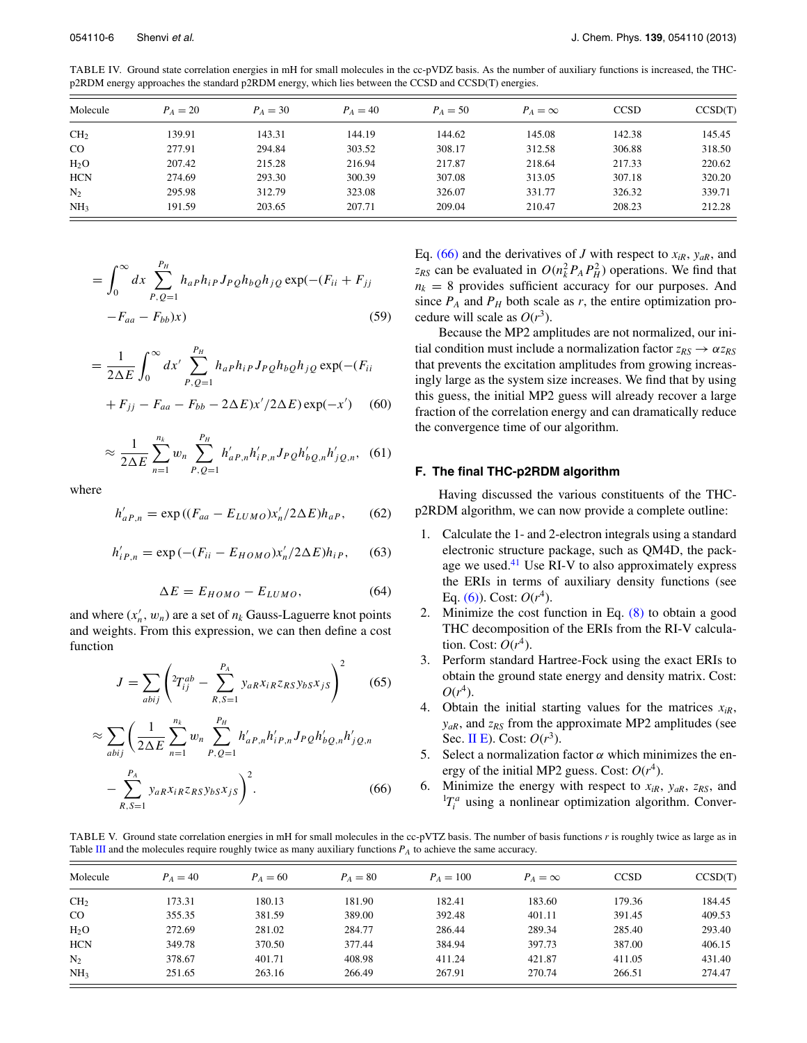TABLE IV. Ground state correlation energies in mH for small molecules in the cc-pVDZ basis. As the number of auxiliary functions is increased, the THC-p2RDM energy approaches the standard p2RDM energy, which lies between the CCSD and CCSD(T) energies.

| Molecule | $P_A = 20$ | $P_A = 30$ | $P_A = 40$ | $P_A = 50$ | $P_A = \infty$ | CCSD | CCSD(T) |
|---|---|---|---|---|---|---|---|
| $CH_2$ | 139.91 | 143.31 | 144.19 | 144.62 | 145.08 | 142.38 | 145.45 |
| CO | 277.91 | 294.84 | 303.52 | 308.17 | 312.58 | 306.88 | 318.50 |
| $H_2O$ | 207.42 | 215.28 | 216.94 | 217.87 | 218.64 | 217.33 | 220.62 |
| HCN | 274.69 | 293.30 | 300.39 | 307.08 | 313.05 | 307.18 | 320.20 |
| $N_2$ | 295.98 | 312.79 | 323.08 | 326.07 | 331.77 | 326.32 | 339.71 |
| $NH_3$ | 191.59 | 203.65 | 207.71 | 209.04 | 210.47 | 208.23 | 212.28 |

$$= \int_0^\infty dx \sum_{P,Q=1}^{P_H} h_{aP} h_{iP} J_{PQ} h_{bQ} h_{jQ} \exp(-(F_{ii} + F_{jj} - F_{aa} - F_{bb})x) \quad (59)$$

$$= \frac{1}{2\Delta E} \int_0^\infty dx' \sum_{P,Q=1}^{P_H} h_{aP} h_{iP} J_{PQ} h_{bQ} h_{jQ} \exp(-(F_{ii} + F_{jj} - F_{aa} - F_{bb} - 2\Delta E)x'/2\Delta E) \exp(-x') \quad (60)$$

$$\approx \frac{1}{2\Delta E} \sum_{n=1}^{n_k} w_n \sum_{P,Q=1}^{P_H} h'_{aP,n} h'_{iP,n} J_{PQ} h'_{bQ,n} h'_{jQ,n}, \quad (61)$$

where

$$h'_{aP,n} = \exp\left((F_{aa} - E_{LUMO})x'_n/2\Delta E\right) h_{aP}, \quad (62)$$

$$h'_{iP,n} = \exp\left(-(F_{ii} - E_{HOMO})x'_n/2\Delta E\right) h_{iP}, \quad (63)$$

$$\Delta E = E_{HOMO} - E_{LUMO}, \quad (64)$$

and where $(x'_n, w_n)$ are a set of $n_k$ Gauss-Laguerre knot points and weights. From this expression, we can then define a cost function

$$J = \sum_{abij} \left( {}^2T_{ij}^{ab} - \sum_{R,S=1}^{P_A} y_{aR} x_{iR} z_{RS} y_{bS} x_{jS} \right)^2 \quad (65)$$

$$\approx \sum_{abij} \left( \frac{1}{2\Delta E} \sum_{n=1}^{n_k} w_n \sum_{P,Q=1}^{P_H} h'_{aP,n} h'_{iP,n} J_{PQ} h'_{bQ,n} h'_{jQ,n} - \sum_{R,S=1}^{P_A} y_{aR} x_{iR} z_{RS} y_{bS} x_{jS} \right)^2. \quad (66)$$

Eq. (66) and the derivatives of $J$ with respect to $x_{iR}$, $y_{aR}$, and $z_{RS}$ can be evaluated in $O(n_k^2 P_A P_H^2)$ operations. We find that $n_k = 8$ provides sufficient accuracy for our purposes. And since $P_A$ and $P_H$ both scale as $r$, the entire optimization procedure will scale as $O(r^3)$.

Because the MP2 amplitudes are not normalized, our initial condition must include a normalization factor $z_{RS} \rightarrow \alpha z_{RS}$ that prevents the excitation amplitudes from growing increasingly large as the system size increases. We find that by using this guess, the initial MP2 guess will already recover a large fraction of the correlation energy and can dramatically reduce the convergence time of our algorithm.

### F. The final THC-p2RDM algorithm

Having discussed the various constituents of the THC-p2RDM algorithm, we can now provide a complete outline:

1. Calculate the 1- and 2-electron integrals using a standard electronic structure package, such as QM4D, the package we used.[41] Use RI-V to also approximately express the ERIs in terms of auxiliary density functions (see Eq. (6)). Cost: $O(r^4)$.
2. Minimize the cost function in Eq. (8) to obtain a good THC decomposition of the ERIs from the RI-V calculation. Cost: $O(r^4)$.
3. Perform standard Hartree-Fock using the exact ERIs to obtain the ground state energy and density matrix. Cost: $O(r^4)$.
4. Obtain the initial starting values for the matrices $x_{iR}$, $y_{aR}$, and $z_{RS}$ from the approximate MP2 amplitudes (see Sec. II E). Cost: $O(r^3)$.
5. Select a normalization factor $\alpha$ which minimizes the energy of the initial MP2 guess. Cost: $O(r^4)$.
6. Minimize the energy with respect to $x_{iR}$, $y_{aR}$, $z_{RS}$, and ${}^1T_i^a$ using a nonlinear optimization algorithm. Conver-

TABLE V. Ground state correlation energies in mH for small molecules in the cc-pVTZ basis. The number of basis functions $r$ is roughly twice as large as in Table III and the molecules require roughly twice as many auxiliary functions $P_A$ to achieve the same accuracy.

| Molecule | $P_A = 40$ | $P_A = 60$ | $P_A = 80$ | $P_A = 100$ | $P_A = \infty$ | CCSD | CCSD(T) |
|---|---|---|---|---|---|---|---|
| $CH_2$ | 173.31 | 180.13 | 181.90 | 182.41 | 183.60 | 179.36 | 184.45 |
| CO | 355.35 | 381.59 | 389.00 | 392.48 | 401.11 | 391.45 | 409.53 |
| $H_2O$ | 272.69 | 281.02 | 284.77 | 286.44 | 289.34 | 285.40 | 293.40 |
| HCN | 349.78 | 370.50 | 377.44 | 384.94 | 397.73 | 387.00 | 406.15 |
| $N_2$ | 378.67 | 401.71 | 408.98 | 411.24 | 421.87 | 411.05 | 431.40 |
| $NH_3$ | 251.65 | 263.16 | 266.49 | 267.91 | 270.74 | 266.51 | 274.47 |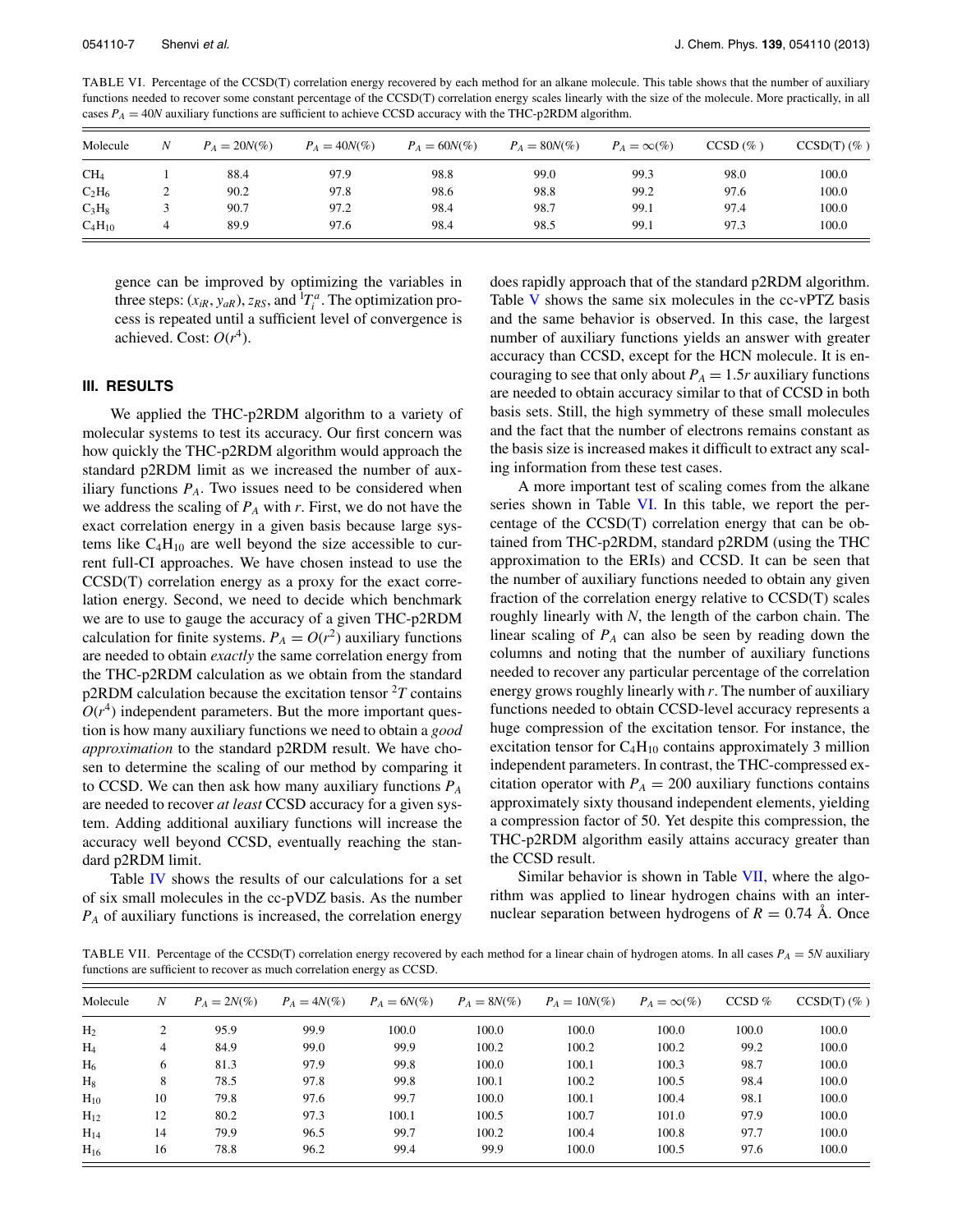TABLE VI. Percentage of the CCSD(T) correlation energy recovered by each method for an alkane molecule. This table shows that the number of auxiliary functions needed to recover some constant percentage of the CCSD(T) correlation energy scales linearly with the size of the molecule. More practically, in all cases $P_A = 40N$ auxiliary functions are sufficient to achieve CCSD accuracy with the THC-p2RDM algorithm.

| Molecule | $N$ | $P_A = 20N(\%)$ | $P_A = 40N(\%)$ | $P_A = 60N(\%)$ | $P_A = 80N(\%)$ | $P_A = \infty(\%)$ | CCSD (%) | CCSD(T) (%) |
|---|---|---|---|---|---|---|---|---|
| $CH_4$ | 1 | 88.4 | 97.9 | 98.8 | 99.0 | 99.3 | 98.0 | 100.0 |
| $C_2H_6$ | 2 | 90.2 | 97.8 | 98.6 | 98.8 | 99.2 | 97.6 | 100.0 |
| $C_3H_8$ | 3 | 90.7 | 97.2 | 98.4 | 98.7 | 99.1 | 97.4 | 100.0 |
| $C_4H_{10}$ | 4 | 89.9 | 97.6 | 98.4 | 98.5 | 99.1 | 97.3 | 100.0 |

gence can be improved by optimizing the variables in three steps: $(x_{iR}, y_{aR})$, $z_{RS}$, and ${}^1T_i^a$. The optimization process is repeated until a sufficient level of convergence is achieved. Cost: $O(r^4)$.

## III. RESULTS

We applied the THC-p2RDM algorithm to a variety of molecular systems to test its accuracy. Our first concern was how quickly the THC-p2RDM algorithm would approach the standard p2RDM limit as we increased the number of auxiliary functions $P_A$. Two issues need to be considered when we address the scaling of $P_A$ with $r$. First, we do not have the exact correlation energy in a given basis because large systems like $C_4H_{10}$ are well beyond the size accessible to current full-CI approaches. We have chosen instead to use the CCSD(T) correlation energy as a proxy for the exact correlation energy. Second, we need to decide which benchmark we are to use to gauge the accuracy of a given THC-p2RDM calculation for finite systems. $P_A = O(r^2)$ auxiliary functions are needed to obtain *exactly* the same correlation energy from the THC-p2RDM calculation as we obtain from the standard p2RDM calculation because the excitation tensor ${}^2T$ contains $O(r^4)$ independent parameters. But the more important question is how many auxiliary functions we need to obtain a *good approximation* to the standard p2RDM result. We have chosen to determine the scaling of our method by comparing it to CCSD. We can then ask how many auxiliary functions $P_A$ are needed to recover *at least* CCSD accuracy for a given system. Adding additional auxiliary functions will increase the accuracy well beyond CCSD, eventually reaching the standard p2RDM limit.

Table IV shows the results of our calculations for a set of six small molecules in the cc-pVDZ basis. As the number $P_A$ of auxiliary functions is increased, the correlation energy does rapidly approach that of the standard p2RDM algorithm. Table V shows the same six molecules in the cc-vPTZ basis and the same behavior is observed. In this case, the largest number of auxiliary functions yields an answer with greater accuracy than CCSD, except for the HCN molecule. It is encouraging to see that only about $P_A = 1.5r$ auxiliary functions are needed to obtain accuracy similar to that of CCSD in both basis sets. Still, the high symmetry of these small molecules and the fact that the number of electrons remains constant as the basis size is increased makes it difficult to extract any scaling information from these test cases.

A more important test of scaling comes from the alkane series shown in Table VI. In this table, we report the percentage of the CCSD(T) correlation energy that can be obtained from THC-p2RDM, standard p2RDM (using the THC approximation to the ERIs) and CCSD. It can be seen that the number of auxiliary functions needed to obtain any given fraction of the correlation energy relative to CCSD(T) scales roughly linearly with $N$, the length of the carbon chain. The linear scaling of $P_A$ can also be seen by reading down the columns and noting that the number of auxiliary functions needed to recover any particular percentage of the correlation energy grows roughly linearly with $r$. The number of auxiliary functions needed to obtain CCSD-level accuracy represents a huge compression of the excitation tensor. For instance, the excitation tensor for $C_4H_{10}$ contains approximately 3 million independent parameters. In contrast, the THC-compressed excitation operator with $P_A = 200$ auxiliary functions contains approximately sixty thousand independent elements, yielding a compression factor of 50. Yet despite this compression, the THC-p2RDM algorithm easily attains accuracy greater than the CCSD result.

Similar behavior is shown in Table VII, where the algorithm was applied to linear hydrogen chains with an internuclear separation between hydrogens of $R = 0.74$ Å. Once

TABLE VII. Percentage of the CCSD(T) correlation energy recovered by each method for a linear chain of hydrogen atoms. In all cases $P_A = 5N$ auxiliary functions are sufficient to recover as much correlation energy as CCSD.

| Molecule | $N$ | $P_A = 2N(\%)$ | $P_A = 4N(\%)$ | $P_A = 6N(\%)$ | $P_A = 8N(\%)$ | $P_A = 10N(\%)$ | $P_A = \infty(\%)$ | CCSD % | CCSD(T) (%) |
|---|---|---|---|---|---|---|---|---|---|
| $H_2$ | 2 | 95.9 | 99.9 | 100.0 | 100.0 | 100.0 | 100.0 | 100.0 | 100.0 |
| $H_4$ | 4 | 84.9 | 99.0 | 99.9 | 100.2 | 100.2 | 100.2 | 99.2 | 100.0 |
| $H_6$ | 6 | 81.3 | 97.9 | 99.8 | 100.0 | 100.1 | 100.3 | 98.7 | 100.0 |
| $H_8$ | 8 | 78.5 | 97.8 | 99.8 | 100.1 | 100.2 | 100.5 | 98.4 | 100.0 |
| $H_{10}$ | 10 | 79.8 | 97.6 | 99.7 | 100.0 | 100.1 | 100.4 | 98.1 | 100.0 |
| $H_{12}$ | 12 | 80.2 | 97.3 | 100.1 | 100.5 | 100.7 | 101.0 | 97.9 | 100.0 |
| $H_{14}$ | 14 | 79.9 | 96.5 | 99.7 | 100.2 | 100.4 | 100.8 | 97.7 | 100.0 |
| $H_{16}$ | 16 | 78.8 | 96.2 | 99.4 | 99.9 | 100.0 | 100.5 | 97.6 | 100.0 |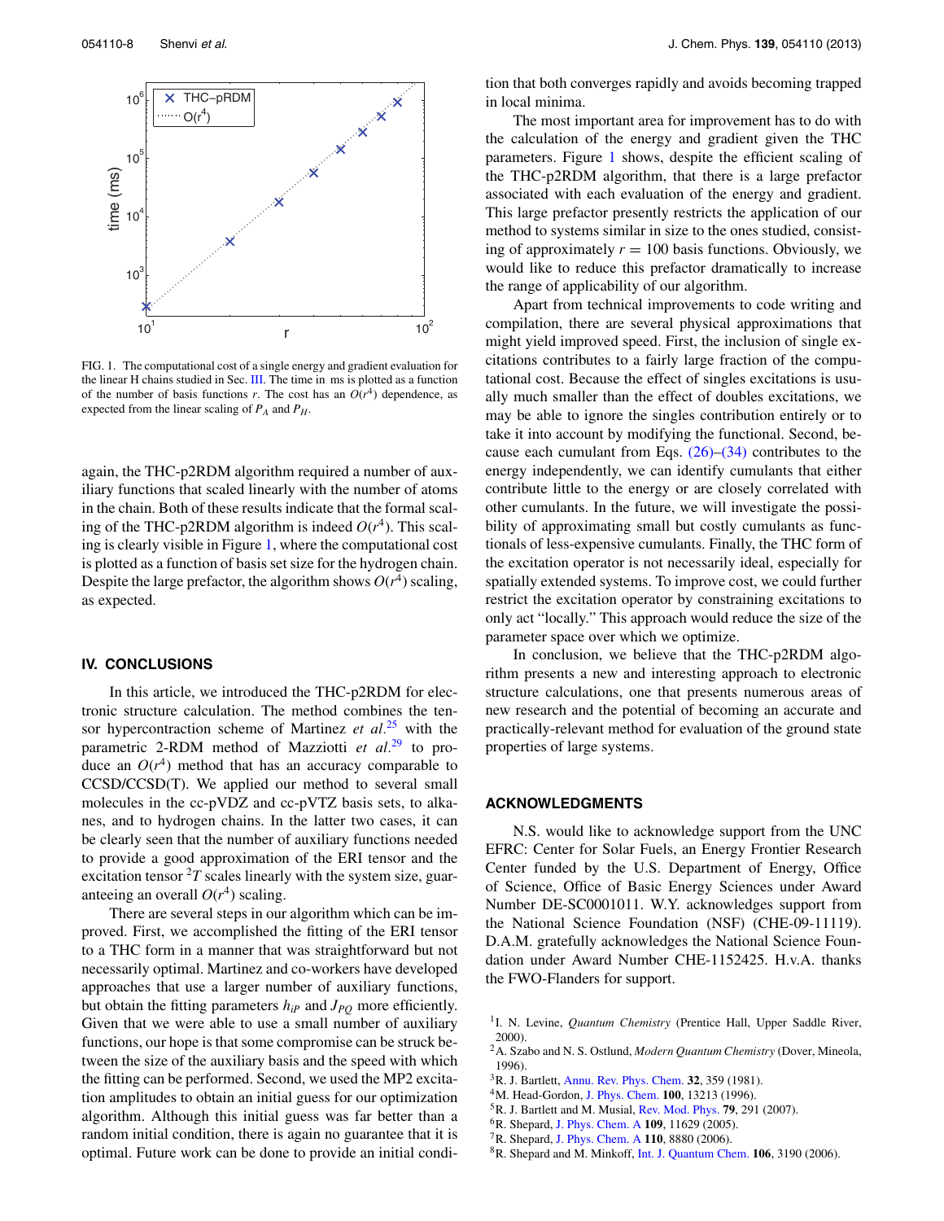THC–pRDM
O($r^4$)

$10^6$
$10^5$
$10^4$
$10^3$
time (ms)
$10^1$
r
$10^2$

FIG. 1. The computational cost of a single energy and gradient evaluation for the linear H chains studied in Sec. III. The time in ms is plotted as a function of the number of basis functions $r$. The cost has an $O(r^4)$ dependence, as expected from the linear scaling of $P_A$ and $P_H$.

again, the THC-p2RDM algorithm required a number of auxiliary functions that scaled linearly with the number of atoms in the chain. Both of these results indicate that the formal scaling of the THC-p2RDM algorithm is indeed $O(r^4)$. This scaling is clearly visible in Figure 1, where the computational cost is plotted as a function of basis set size for the hydrogen chain. Despite the large prefactor, the algorithm shows $O(r^4)$ scaling, as expected.

## IV. CONCLUSIONS

In this article, we introduced the THC-p2RDM for electronic structure calculation. The method combines the tensor hypercontraction scheme of Martinez *et al.*[25] with the parametric 2-RDM method of Mazziotti *et al.*[29] to produce an $O(r^4)$ method that has an accuracy comparable to CCSD/CCSD(T). We applied our method to several small molecules in the cc-pVDZ and cc-pVTZ basis sets, to alkanes, and to hydrogen chains. In the latter two cases, it can be clearly seen that the number of auxiliary functions needed to provide a good approximation of the ERI tensor and the excitation tensor ${}^2T$ scales linearly with the system size, guaranteeing an overall $O(r^4)$ scaling.

There are several steps in our algorithm which can be improved. First, we accomplished the fitting of the ERI tensor to a THC form in a manner that was straightforward but not necessarily optimal. Martinez and co-workers have developed approaches that use a larger number of auxiliary functions, but obtain the fitting parameters $h_{iP}$ and $J_{PQ}$ more efficiently. Given that we were able to use a small number of auxiliary functions, our hope is that some compromise can be struck between the size of the auxiliary basis and the speed with which the fitting can be performed. Second, we used the MP2 excitation amplitudes to obtain an initial guess for our optimization algorithm. Although this initial guess was far better than a random initial condition, there is again no guarantee that it is optimal. Future work can be done to provide an initial condition that both converges rapidly and avoids becoming trapped in local minima.

The most important area for improvement has to do with the calculation of the energy and gradient given the THC parameters. Figure 1 shows, despite the efficient scaling of the THC-p2RDM algorithm, that there is a large prefactor associated with each evaluation of the energy and gradient. This large prefactor presently restricts the application of our method to systems similar in size to the ones studied, consisting of approximately $r = 100$ basis functions. Obviously, we would like to reduce this prefactor dramatically to increase the range of applicability of our algorithm.

Apart from technical improvements to code writing and compilation, there are several physical approximations that might yield improved speed. First, the inclusion of single excitations contributes to a fairly large fraction of the computational cost. Because the effect of singles excitations is usually much smaller than the effect of doubles excitations, we may be able to ignore the singles contribution entirely or to take it into account by modifying the functional. Second, because each cumulant from Eqs. (26)–(34) contributes to the energy independently, we can identify cumulants that either contribute little to the energy or are closely correlated with other cumulants. In the future, we will investigate the possibility of approximating small but costly cumulants as functionals of less-expensive cumulants. Finally, the THC form of the excitation operator is not necessarily ideal, especially for spatially extended systems. To improve cost, we could further restrict the excitation operator by constraining excitations to only act "locally." This approach would reduce the size of the parameter space over which we optimize.

In conclusion, we believe that the THC-p2RDM algorithm presents a new and interesting approach to electronic structure calculations, one that presents numerous areas of new research and the potential of becoming an accurate and practically-relevant method for evaluation of the ground state properties of large systems.

## ACKNOWLEDGMENTS

N.S. would like to acknowledge support from the UNC EFRC: Center for Solar Fuels, an Energy Frontier Research Center funded by the U.S. Department of Energy, Office of Science, Office of Basic Energy Sciences under Award Number DE-SC0001011. W.Y. acknowledges support from the National Science Foundation (NSF) (CHE-09-11119). D.A.M. gratefully acknowledges the National Science Foundation under Award Number CHE-1152425. H.v.A. thanks the FWO-Flanders for support.

[1] I. N. Levine, *Quantum Chemistry* (Prentice Hall, Upper Saddle River, 2000).
[2] A. Szabo and N. S. Ostlund, *Modern Quantum Chemistry* (Dover, Mineola, 1996).
[3] R. J. Bartlett, Annu. Rev. Phys. Chem. **32**, 359 (1981).
[4] M. Head-Gordon, J. Phys. Chem. **100**, 13213 (1996).
[5] R. J. Bartlett and M. Musial, Rev. Mod. Phys. **79**, 291 (2007).
[6] R. Shepard, J. Phys. Chem. A **109**, 11629 (2005).
[7] R. Shepard, J. Phys. Chem. A **110**, 8880 (2006).
[8] R. Shepard and M. Minkoff, Int. J. Quantum Chem. **106**, 3190 (2006).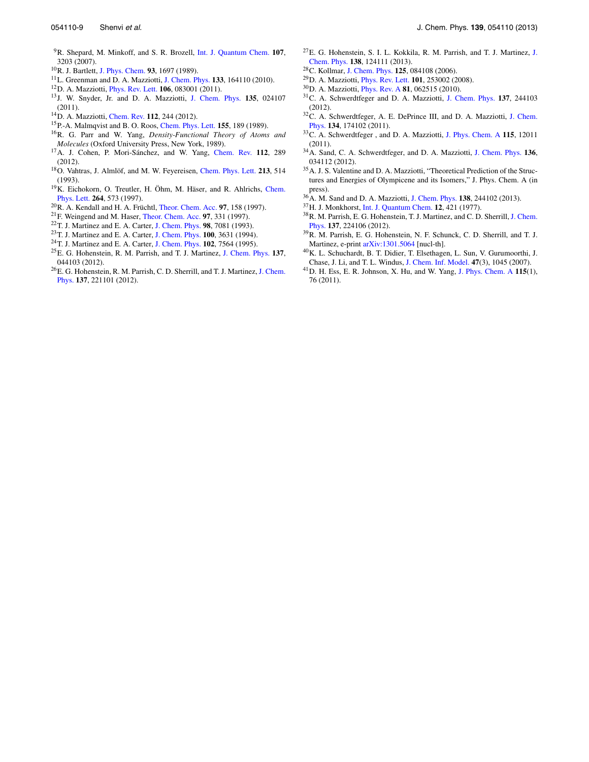[9] R. Shepard, M. Minkoff, and S. R. Brozell, Int. J. Quantum Chem. **107**, 3203 (2007).

[10] R. J. Bartlett, J. Phys. Chem. **93**, 1697 (1989).

[11] L. Greenman and D. A. Mazziotti, J. Chem. Phys. **133**, 164110 (2010).

[12] D. A. Mazziotti, Phys. Rev. Lett. **106**, 083001 (2011).

[13] J. W. Snyder, Jr. and D. A. Mazziotti, J. Chem. Phys. **135**, 024107 (2011).

[14] D. A. Mazziotti, Chem. Rev. **112**, 244 (2012).

[15] P.-A. Malmqvist and B. O. Roos, Chem. Phys. Lett. **155**, 189 (1989).

[16] R. G. Parr and W. Yang, *Density-Functional Theory of Atoms and Molecules* (Oxford University Press, New York, 1989).

[17] A. J. Cohen, P. Mori-Sánchez, and W. Yang, Chem. Rev. **112**, 289 (2012).

[18] O. Vahtras, J. Almlöf, and M. W. Feyereisen, Chem. Phys. Lett. **213**, 514 (1993).

[19] K. Eichokorn, O. Treutler, H. Öhm, M. Häser, and R. Ahlrichs, Chem. Phys. Lett. **264**, 573 (1997).

[20] R. A. Kendall and H. A. Früchtl, Theor. Chem. Acc. **97**, 158 (1997).

[21] F. Weingend and M. Haser, Theor. Chem. Acc. **97**, 331 (1997).

[22] T. J. Martinez and E. A. Carter, J. Chem. Phys. **98**, 7081 (1993).

[23] T. J. Martinez and E. A. Carter, J. Chem. Phys. **100**, 3631 (1994).

[24] T. J. Martinez and E. A. Carter, J. Chem. Phys. **102**, 7564 (1995).

[25] E. G. Hohenstein, R. M. Parrish, and T. J. Martinez, J. Chem. Phys. **137**, 044103 (2012).

[26] E. G. Hohenstein, R. M. Parrish, C. D. Sherrill, and T. J. Martinez, J. Chem. Phys. **137**, 221101 (2012).

[27] E. G. Hohenstein, S. I. L. Kokkila, R. M. Parrish, and T. J. Martinez, J. Chem. Phys. **138**, 124111 (2013).

[28] C. Kollmar, J. Chem. Phys. **125**, 084108 (2006).

[29] D. A. Mazziotti, Phys. Rev. Lett. **101**, 253002 (2008).

[30] D. A. Mazziotti, Phys. Rev. A **81**, 062515 (2010).

[31] C. A. Schwerdtfeger and D. A. Mazziotti, J. Chem. Phys. **137**, 244103 (2012).

[32] C. A. Schwerdtfeger, A. E. DePrince III, and D. A. Mazziotti, J. Chem. Phys. **134**, 174102 (2011).

[33] C. A. Schwerdtfeger , and D. A. Mazziotti, J. Phys. Chem. A **115**, 12011 (2011).

[34] A. Sand, C. A. Schwerdtfeger, and D. A. Mazziotti, J. Chem. Phys. **136**, 034112 (2012).

[35] A. J. S. Valentine and D. A. Mazziotti, "Theoretical Prediction of the Structures and Energies of Olympicene and its Isomers," J. Phys. Chem. A (in press).

[36] A. M. Sand and D. A. Mazziotti, J. Chem. Phys. **138**, 244102 (2013).

[37] H. J. Monkhorst, Int. J. Quantum Chem. **12**, 421 (1977).

[38] R. M. Parrish, E. G. Hohenstein, T. J. Martinez, and C. D. Sherrill, J. Chem. Phys. **137**, 224106 (2012).

[39] R. M. Parrish, E. G. Hohenstein, N. F. Schunck, C. D. Sherrill, and T. J. Martinez, e-print arXiv:1301.5064 [nucl-th].

[40] K. L. Schuchardt, B. T. Didier, T. Elsethagen, L. Sun, V. Gurumoorthi, J. Chase, J. Li, and T. L. Windus, J. Chem. Inf. Model. **47**(3), 1045 (2007).

[41] D. H. Ess, E. R. Johnson, X. Hu, and W. Yang, J. Phys. Chem. A **115**(1), 76 (2011).